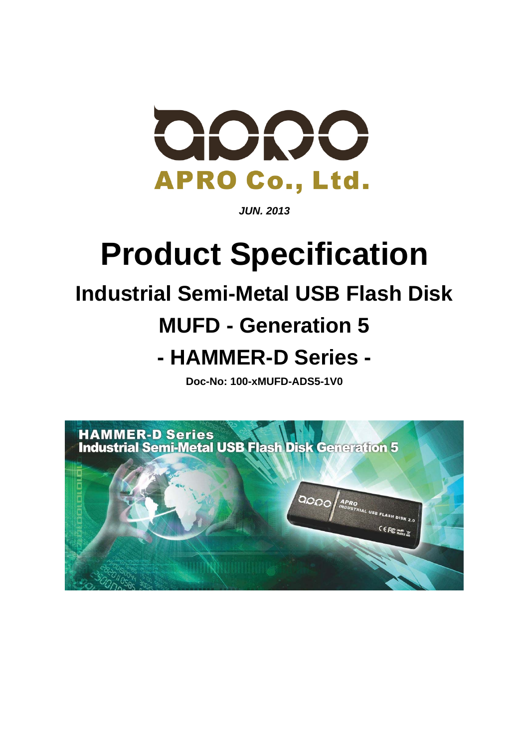APRO Co., Ltd.

***JUN. 2013***

# Product Specification

## Industrial Semi-Metal USB Flash Disk

## MUFD - Generation 5

## - HAMMER-D Series -

**Doc-No: 100-xMUFD-ADS5-1V0**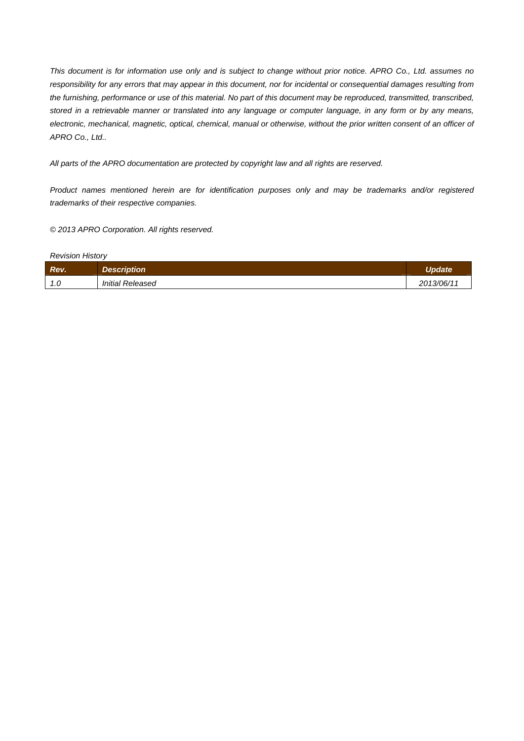*This document is for information use only and is subject to change without prior notice. APRO Co., Ltd. assumes no responsibility for any errors that may appear in this document, nor for incidental or consequential damages resulting from the furnishing, performance or use of this material. No part of this document may be reproduced, transmitted, transcribed, stored in a retrievable manner or translated into any language or computer language, in any form or by any means, electronic, mechanical, magnetic, optical, chemical, manual or otherwise, without the prior written consent of an officer of APRO Co., Ltd..*

*All parts of the APRO documentation are protected by copyright law and all rights are reserved.*

*Product names mentioned herein are for identification purposes only and may be trademarks and/or registered trademarks of their respective companies.*

*© 2013 APRO Corporation. All rights reserved.*

*Revision History*

| ***Rev.*** | ***Description*** | ***Update*** |
|---|---|---|
| *1.0* | *Initial Released* | *2013/06/11* |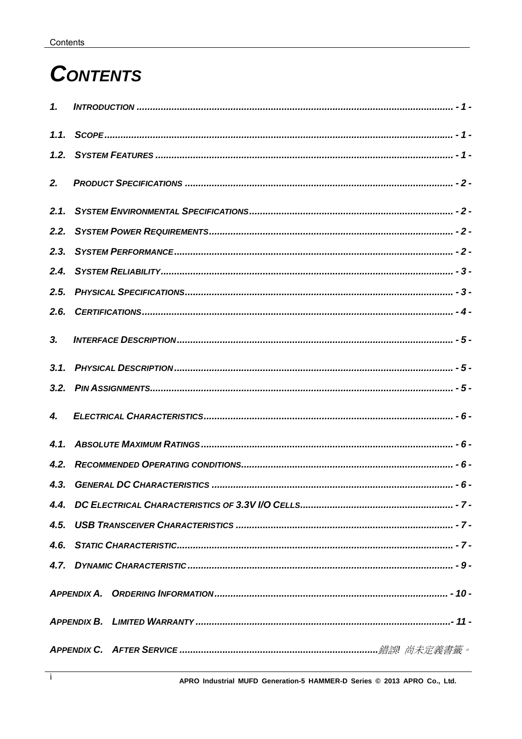# CONTENTS

1. INTRODUCTION ........................................................................................................ - 1 -

1.1. SCOPE........................................................................................................ - 1 -

1.2. SYSTEM FEATURES ........................................................................................................ - 1 -

2. PRODUCT SPECIFICATIONS ........................................................................................................ - 2 -

2.1. SYSTEM ENVIRONMENTAL SPECIFICATIONS........................................................................................................ - 2 -

2.2. SYSTEM POWER REQUIREMENTS........................................................................................................ - 2 -

2.3. SYSTEM PERFORMANCE........................................................................................................ - 2 -

2.4. SYSTEM RELIABILITY........................................................................................................ - 3 -

2.5. PHYSICAL SPECIFICATIONS........................................................................................................ - 3 -

2.6. CERTIFICATIONS........................................................................................................ - 4 -

3. INTERFACE DESCRIPTION........................................................................................................ - 5 -

3.1. PHYSICAL DESCRIPTION........................................................................................................ - 5 -

3.2. PIN ASSIGNMENTS........................................................................................................ - 5 -

4. ELECTRICAL CHARACTERISTICS........................................................................................................ - 6 -

4.1. ABSOLUTE MAXIMUM RATINGS........................................................................................................ - 6 -

4.2. RECOMMENDED OPERATING CONDITIONS........................................................................................................ - 6 -

4.3. GENERAL DC CHARACTERISTICS ........................................................................................................ - 6 -

4.4. DC ELECTRICAL CHARACTERISTICS OF 3.3V I/O CELLS........................................................................................................ - 7 -

4.5. USB TRANSCEIVER CHARACTERISTICS ........................................................................................................ - 7 -

4.6. STATIC CHARACTERISTIC........................................................................................................ - 7 -

4.7. DYNAMIC CHARACTERISTIC........................................................................................................ - 9 -

APPENDIX A. ORDERING INFORMATION........................................................................................................ - 10 -

APPENDIX B. LIMITED WARRANTY........................................................................................................- 11 -

APPENDIX C. AFTER SERVICE ........................................................................................................錯誤! 尚未定義書籤。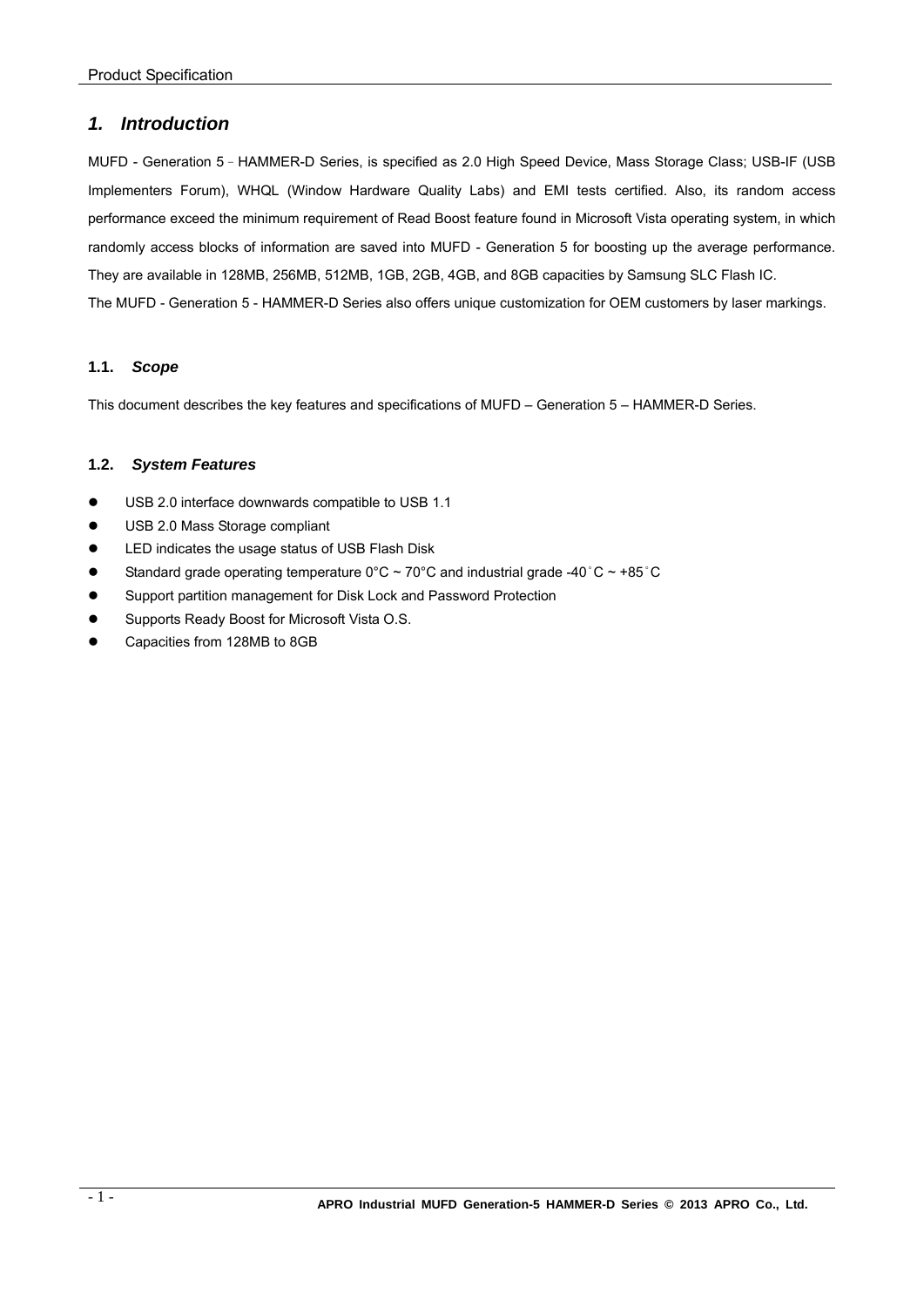# 1. *Introduction*

MUFD - Generation 5 – HAMMER-D Series, is specified as 2.0 High Speed Device, Mass Storage Class; USB-IF (USB Implementers Forum), WHQL (Window Hardware Quality Labs) and EMI tests certified. Also, its random access performance exceed the minimum requirement of Read Boost feature found in Microsoft Vista operating system, in which randomly access blocks of information are saved into MUFD - Generation 5 for boosting up the average performance. They are available in 128MB, 256MB, 512MB, 1GB, 2GB, 4GB, and 8GB capacities by Samsung SLC Flash IC.

The MUFD - Generation 5 - HAMMER-D Series also offers unique customization for OEM customers by laser markings.

## 1.1. *Scope*

This document describes the key features and specifications of MUFD – Generation 5 – HAMMER-D Series.

## 1.2. *System Features*

- USB 2.0 interface downwards compatible to USB 1.1
- USB 2.0 Mass Storage compliant
- LED indicates the usage status of USB Flash Disk
- Standard grade operating temperature 0°C ~ 70°C and industrial grade -40°C ~ +85°C
- Support partition management for Disk Lock and Password Protection
- Supports Ready Boost for Microsoft Vista O.S.
- Capacities from 128MB to 8GB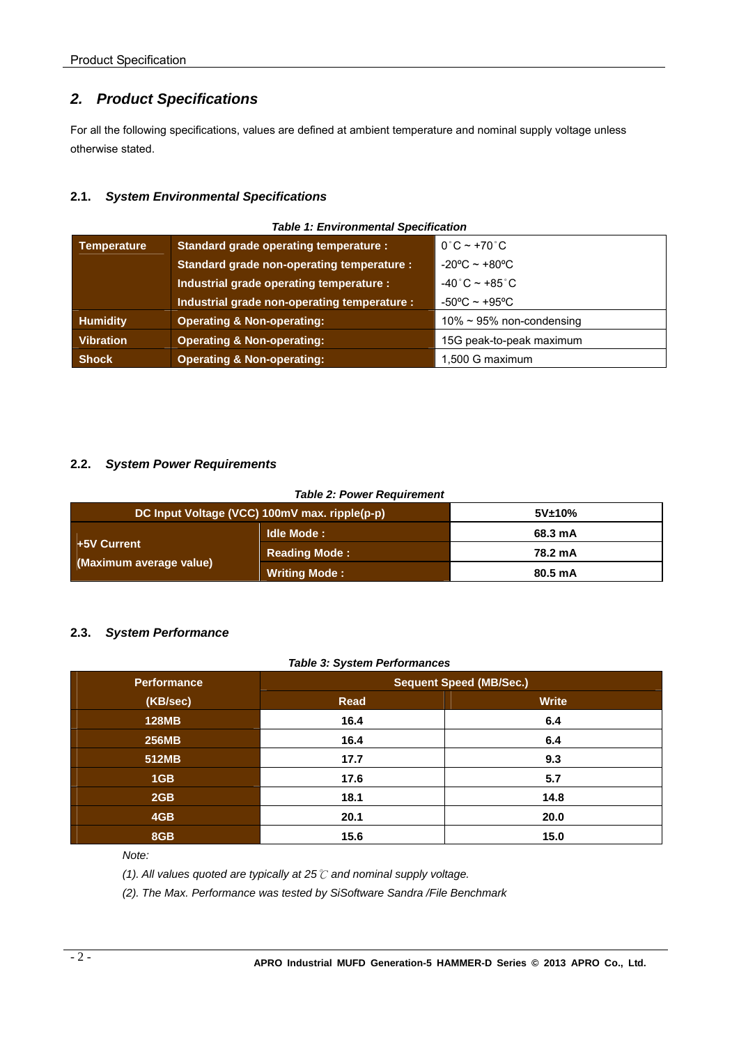## 2. Product Specifications

For all the following specifications, values are defined at ambient temperature and nominal supply voltage unless otherwise stated.

### 2.1. System Environmental Specifications

*Table 1: Environmental Specification*

| Temperature | Standard grade operating temperature : | 0˚C ~ +70˚C |
|---|---|---|
| | Standard grade non-operating temperature : | -20ºC ~ +80ºC |
| | Industrial grade operating temperature : | -40˚C ~ +85˚C |
| | Industrial grade non-operating temperature : | -50ºC ~ +95ºC |
| Humidity | Operating & Non-operating: | 10% ~ 95% non-condensing |
| Vibration | Operating & Non-operating: | 15G peak-to-peak maximum |
| Shock | Operating & Non-operating: | 1,500 G maximum |

### 2.2. System Power Requirements

*Table 2: Power Requirement*

| DC Input Voltage (VCC) 100mV max. ripple(p-p) | | 5V±10% |
|---|---|---|
| +5V Current (Maximum average value) | Idle Mode : | 68.3 mA |
| | Reading Mode : | 78.2 mA |
| | Writing Mode : | 80.5 mA |

### 2.3. System Performance

*Table 3: System Performances*

| Performance (KB/sec) | Sequent Speed (MB/Sec.) | |
|---|---|---|
| | Read | Write |
| 128MB | 16.4 | 6.4 |
| 256MB | 16.4 | 6.4 |
| 512MB | 17.7 | 9.3 |
| 1GB | 17.6 | 5.7 |
| 2GB | 18.1 | 14.8 |
| 4GB | 20.1 | 20.0 |
| 8GB | 15.6 | 15.0 |

*Note:*

*(1). All values quoted are typically at 25℃ and nominal supply voltage.*

*(2). The Max. Performance was tested by SiSoftware Sandra /File Benchmark*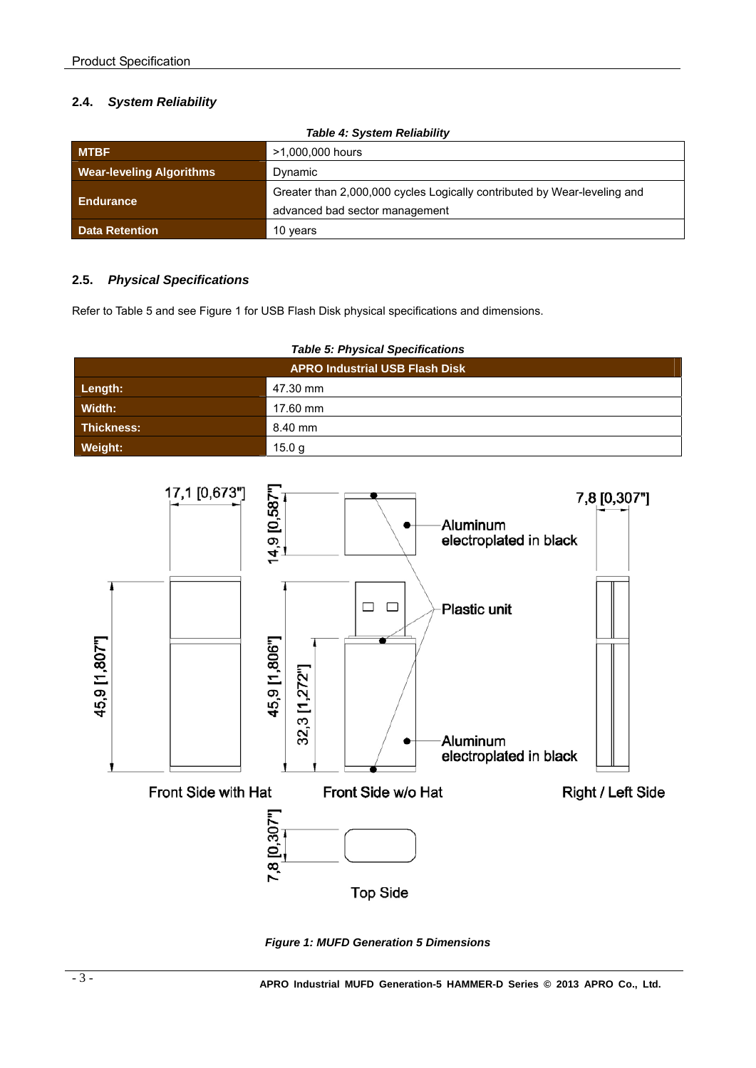## 2.4. *System Reliability*

***Table 4: System Reliability***

| | |
|---|---|
| **MTBF** | >1,000,000 hours |
| **Wear-leveling Algorithms** | Dynamic |
| **Endurance** | Greater than 2,000,000 cycles Logically contributed by Wear-leveling and advanced bad sector management |
| **Data Retention** | 10 years |

## 2.5. *Physical Specifications*

Refer to Table 5 and see Figure 1 for USB Flash Disk physical specifications and dimensions.

***Table 5: Physical Specifications***

| **APRO Industrial USB Flash Disk** | |
|---|---|
| **Length:** | 47.30 mm |
| **Width:** | 17.60 mm |
| **Thickness:** | 8.40 mm |
| **Weight:** | 15.0 g |

17,1 [0,673"]

14,9 [0,587"]

7,8 [0,307"]

Aluminum electroplated in black

Plastic unit

45,9 [1,807"]

45,9 [1,806"]

32,3 [1,272"]

Aluminum electroplated in black

Front Side with Hat

Front Side w/o Hat

Right / Left Side

7,8 [0,307"]

Top Side

***Figure 1: MUFD Generation 5 Dimensions***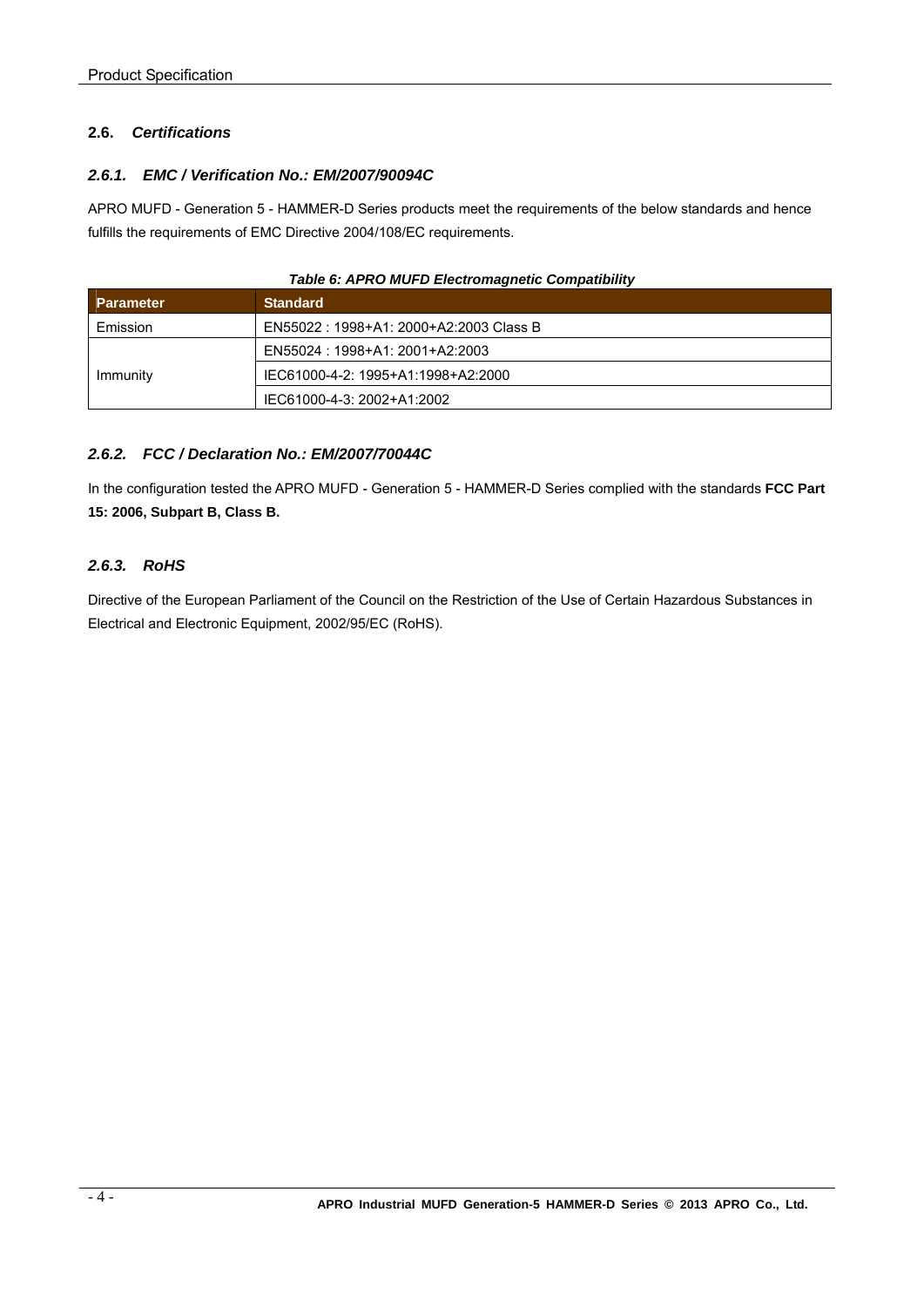## 2.6. *Certifications*

### *2.6.1. EMC / Verification No.: EM/2007/90094C*

APRO MUFD - Generation 5 - HAMMER-D Series products meet the requirements of the below standards and hence fulfills the requirements of EMC Directive 2004/108/EC requirements.

***Table 6: APRO MUFD Electromagnetic Compatibility***

| Parameter | Standard |
|---|---|
| Emission | EN55022 : 1998+A1: 2000+A2:2003 Class B |
| Immunity | EN55024 : 1998+A1: 2001+A2:2003 |
| | IEC61000-4-2: 1995+A1:1998+A2:2000 |
| | IEC61000-4-3: 2002+A1:2002 |

### *2.6.2. FCC / Declaration No.: EM/2007/70044C*

In the configuration tested the APRO MUFD - Generation 5 - HAMMER-D Series complied with the standards **FCC Part 15: 2006, Subpart B, Class B.**

### *2.6.3. RoHS*

Directive of the European Parliament of the Council on the Restriction of the Use of Certain Hazardous Substances in Electrical and Electronic Equipment, 2002/95/EC (RoHS).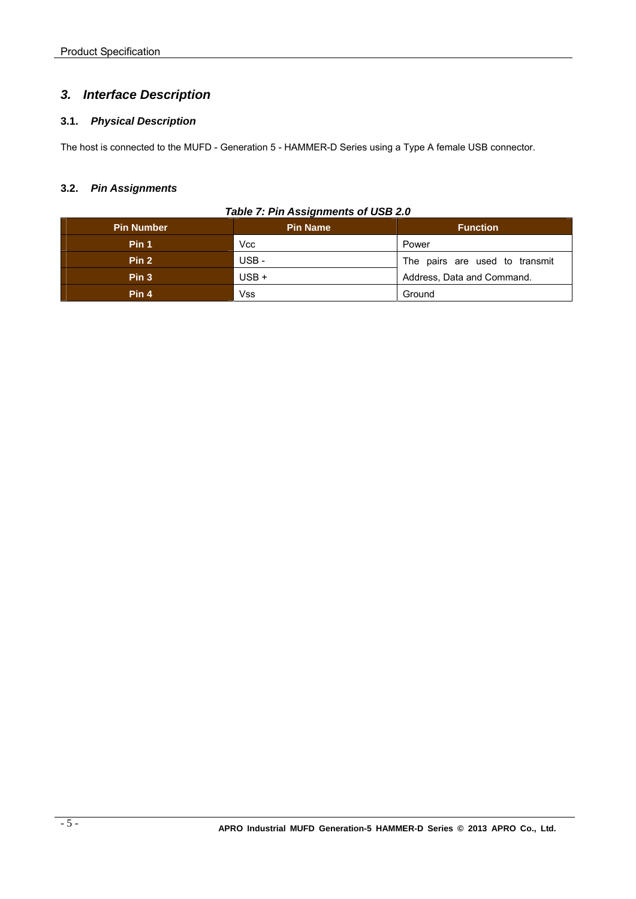# 3. *Interface Description*

## 3.1. *Physical Description*

The host is connected to the MUFD - Generation 5 - HAMMER-D Series using a Type A female USB connector.

## 3.2. *Pin Assignments*

***Table 7: Pin Assignments of USB 2.0***

| Pin Number | Pin Name | Function |
|---|---|---|
| **Pin 1** | Vcc | Power |
| **Pin 2** | USB - | The pairs are used to transmit Address, Data and Command. |
| **Pin 3** | USB + | |
| **Pin 4** | Vss | Ground |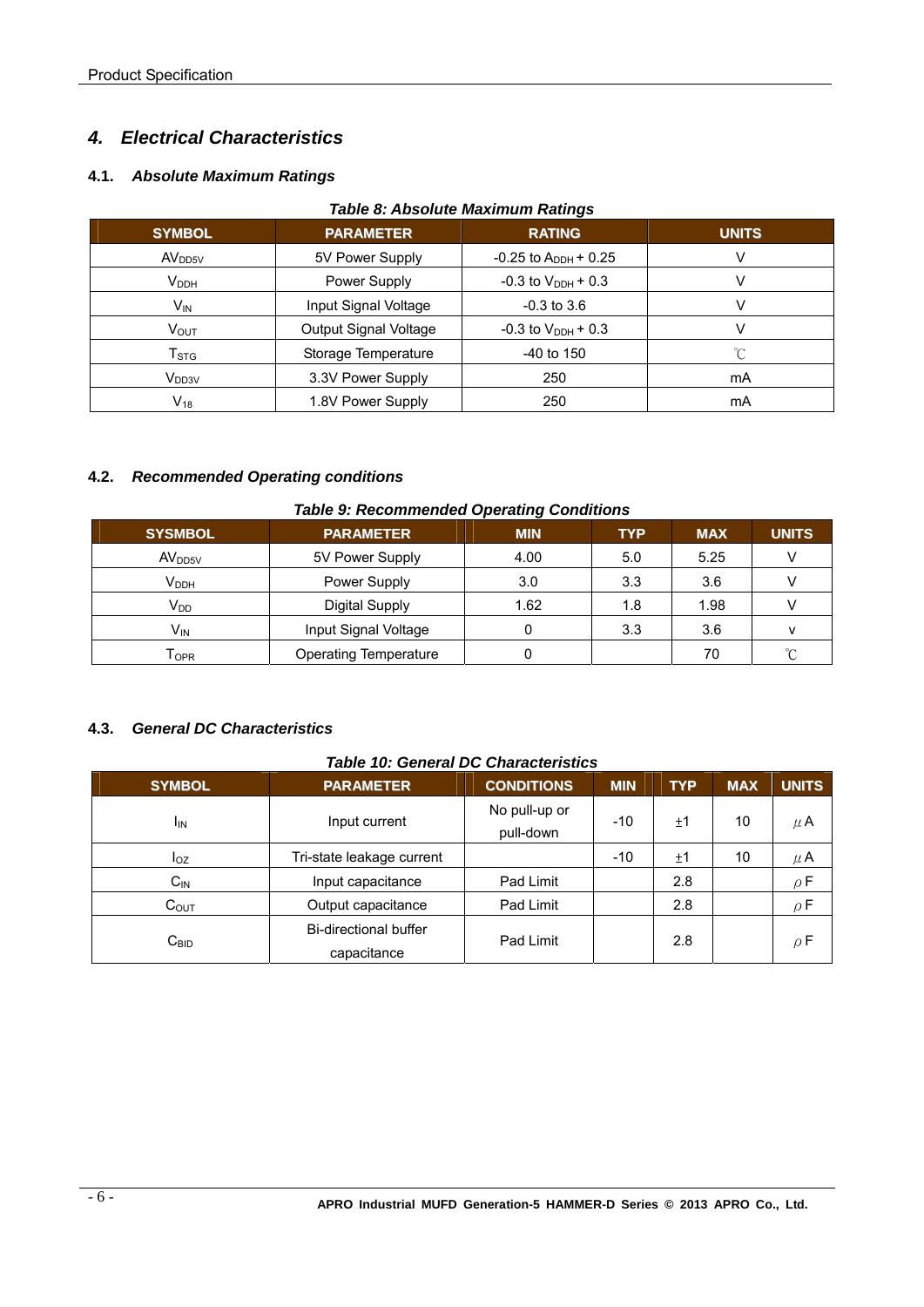## 4. *Electrical Characteristics*

### 4.1. *Absolute Maximum Ratings*

***Table 8: Absolute Maximum Ratings***

| SYMBOL | PARAMETER | RATING | UNITS |
|---|---|---|---|
| $AV_{DD5V}$ | 5V Power Supply | -0.25 to $A_{DDH}$ + 0.25 | V |
| $V_{DDH}$ | Power Supply | -0.3 to $V_{DDH}$ + 0.3 | V |
| $V_{IN}$ | Input Signal Voltage | -0.3 to 3.6 | V |
| $V_{OUT}$ | Output Signal Voltage | -0.3 to $V_{DDH}$ + 0.3 | V |
| $T_{STG}$ | Storage Temperature | -40 to 150 | ℃ |
| $V_{DD3V}$ | 3.3V Power Supply | 250 | mA |
| $V_{18}$ | 1.8V Power Supply | 250 | mA |

### 4.2. *Recommended Operating conditions*

***Table 9: Recommended Operating Conditions***

| SYSMBOL | PARAMETER | MIN | TYP | MAX | UNITS |
|---|---|---|---|---|---|
| $AV_{DD5V}$ | 5V Power Supply | 4.00 | 5.0 | 5.25 | V |
| $V_{DDH}$ | Power Supply | 3.0 | 3.3 | 3.6 | V |
| $V_{DD}$ | Digital Supply | 1.62 | 1.8 | 1.98 | V |
| $V_{IN}$ | Input Signal Voltage | 0 | 3.3 | 3.6 | v |
| $T_{OPR}$ | Operating Temperature | 0 | | 70 | ℃ |

### 4.3. *General DC Characteristics*

***Table 10: General DC Characteristics***

| SYMBOL | PARAMETER | CONDITIONS | MIN | TYP | MAX | UNITS |
|---|---|---|---|---|---|---|
| $I_{IN}$ | Input current | No pull-up or pull-down | -10 | ±1 | 10 | $\mu$A |
| $I_{OZ}$ | Tri-state leakage current | | -10 | ±1 | 10 | $\mu$A |
| $C_{IN}$ | Input capacitance | Pad Limit | | 2.8 | | $\rho$F |
| $C_{OUT}$ | Output capacitance | Pad Limit | | 2.8 | | $\rho$F |
| $C_{BID}$ | Bi-directional buffer capacitance | Pad Limit | | 2.8 | | $\rho$F |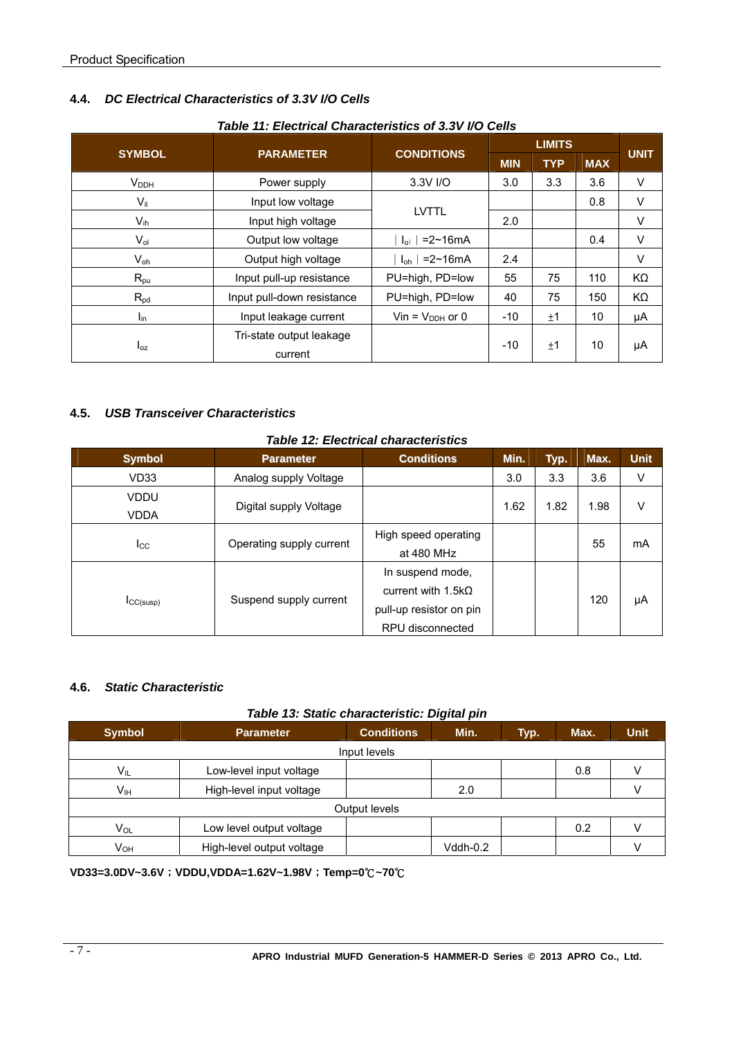## 4.4. *DC Electrical Characteristics of 3.3V I/O Cells*

***Table 11: Electrical Characteristics of 3.3V I/O Cells***

| SYMBOL | PARAMETER | CONDITIONS | LIMITS | | | UNIT |
|---|---|---|---|---|---|---|
| | | | MIN | TYP | MAX | |
| $V_{DDH}$ | Power supply | 3.3V I/O | 3.0 | 3.3 | 3.6 | V |
| $V_{il}$ | Input low voltage | LVTTL | | | 0.8 | V |
| $V_{ih}$ | Input high voltage | LVTTL | 2.0 | | | V |
| $V_{ol}$ | Output low voltage | $\lvert I_{ol} \rvert$ =2~16mA | | | 0.4 | V |
| $V_{oh}$ | Output high voltage | $\lvert I_{oh} \rvert$ =2~16mA | 2.4 | | | V |
| $R_{pu}$ | Input pull-up resistance | PU=high, PD=low | 55 | 75 | 110 | KΩ |
| $R_{pd}$ | Input pull-down resistance | PU=high, PD=low | 40 | 75 | 150 | KΩ |
| $I_{in}$ | Input leakage current | Vin = $V_{DDH}$ or 0 | -10 | ±1 | 10 | μA |
| $I_{oz}$ | Tri-state output leakage current | | -10 | ±1 | 10 | μA |

## 4.5. *USB Transceiver Characteristics*

***Table 12: Electrical characteristics***

| Symbol | Parameter | Conditions | Min. | Typ. | Max. | Unit |
|---|---|---|---|---|---|---|
| VD33 | Analog supply Voltage | | 3.0 | 3.3 | 3.6 | V |
| VDDU VDDA | Digital supply Voltage | | 1.62 | 1.82 | 1.98 | V |
| $I_{CC}$ | Operating supply current | High speed operating at 480 MHz | | | 55 | mA |
| $I_{CC(susp)}$ | Suspend supply current | In suspend mode, current with 1.5kΩ pull-up resistor on pin RPU disconnected | | | 120 | μA |

## 4.6. *Static Characteristic*

***Table 13: Static characteristic: Digital pin***

| Symbol | Parameter | Conditions | Min. | Typ. | Max. | Unit |
|---|---|---|---|---|---|---|
| Input levels | | | | | | |
| $V_{IL}$ | Low-level input voltage | | | | 0.8 | V |
| $V_{IH}$ | High-level input voltage | | 2.0 | | | V |
| Output levels | | | | | | |
| $V_{OL}$ | Low level output voltage | | | | 0.2 | V |
| $V_{OH}$ | High-level output voltage | | Vddh-0.2 | | | V |

**VD33=3.0DV~3.6V；VDDU,VDDA=1.62V~1.98V；Temp=0℃~70℃**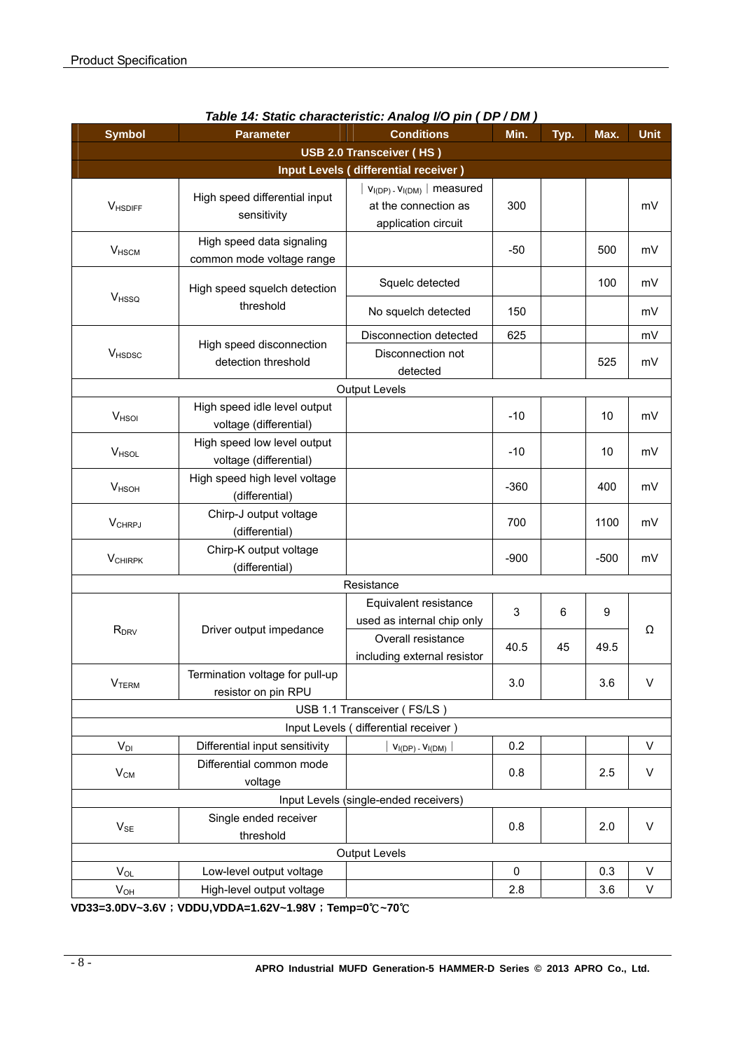**Table 14: Static characteristic: Analog I/O pin ( DP / DM )**

| Symbol | Parameter | Conditions | Min. | Typ. | Max. | Unit |
|---|---|---|---|---|---|---|
| **USB 2.0 Transceiver ( HS )** | | | | | | |
| **Input Levels ( differential receiver )** | | | | | | |
| $V_{HSDIFF}$ | High speed differential input sensitivity | $\mid V_{I(DP)} - V_{I(DM)} \mid$ measured at the connection as application circuit | 300 | | | mV |
| $V_{HSCM}$ | High speed data signaling common mode voltage range | | -50 | | 500 | mV |
| $V_{HSSQ}$ | High speed squelch detection threshold | Squelc detected | | | 100 | mV |
| | | No squelch detected | 150 | | | mV |
| $V_{HSDSC}$ | High speed disconnection detection threshold | Disconnection detected | 625 | | | mV |
| | | Disconnection not detected | | | 525 | mV |
| Output Levels | | | | | | |
| $V_{HSOI}$ | High speed idle level output voltage (differential) | | -10 | | 10 | mV |
| $V_{HSOL}$ | High speed low level output voltage (differential) | | -10 | | 10 | mV |
| $V_{HSOH}$ | High speed high level voltage (differential) | | -360 | | 400 | mV |
| $V_{CHRPJ}$ | Chirp-J output voltage (differential) | | 700 | | 1100 | mV |
| $V_{CHIRPK}$ | Chirp-K output voltage (differential) | | -900 | | -500 | mV |
| Resistance | | | | | | |
| $R_{DRV}$ | Driver output impedance | Equivalent resistance used as internal chip only | 3 | 6 | 9 | Ω |
| | | Overall resistance including external resistor | 40.5 | 45 | 49.5 | Ω |
| $V_{TERM}$ | Termination voltage for pull-up resistor on pin RPU | | 3.0 | | 3.6 | V |
| USB 1.1 Transceiver ( FS/LS ) | | | | | | |
| Input Levels ( differential receiver ) | | | | | | |
| $V_{DI}$ | Differential input sensitivity | $\mid V_{I(DP)} - V_{I(DM)} \mid$ | 0.2 | | | V |
| $V_{CM}$ | Differential common mode voltage | | 0.8 | | 2.5 | V |
| Input Levels (single-ended receivers) | | | | | | |
| $V_{SE}$ | Single ended receiver threshold | | 0.8 | | 2.0 | V |
| Output Levels | | | | | | |
| $V_{OL}$ | Low-level output voltage | | 0 | | 0.3 | V |
| $V_{OH}$ | High-level output voltage | | 2.8 | | 3.6 | V |

**VD33=3.0DV~3.6V；VDDU,VDDA=1.62V~1.98V；Temp=0℃~70℃**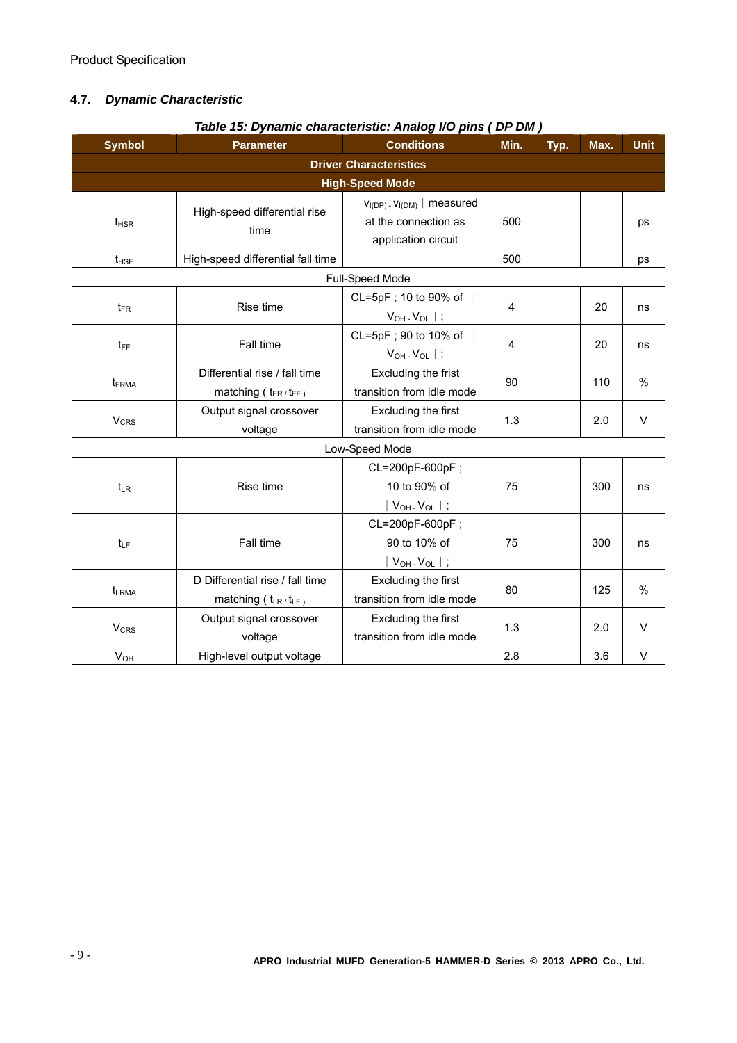## 4.7. *Dynamic Characteristic*

***Table 15: Dynamic characteristic: Analog I/O pins ( DP DM )***

| Symbol | Parameter | Conditions | Min. | Typ. | Max. | Unit |
|---|---|---|---|---|---|---|
| **Driver Characteristics** | | | | | | |
| **High-Speed Mode** | | | | | | |
| $t_{HSR}$ | High-speed differential rise time | $\vert V_{I(DP)} - V_{I(DM)} \vert$ measured at the connection as application circuit | 500 | | | ps |
| $t_{HSF}$ | High-speed differential fall time | | 500 | | | ps |
| Full-Speed Mode | | | | | | |
| $t_{FR}$ | Rise time | CL=5pF ; 10 to 90% of $\vert V_{OH} - V_{OL} \vert$ ; | 4 | | 20 | ns |
| $t_{FF}$ | Fall time | CL=5pF ; 90 to 10% of $\vert V_{OH} - V_{OL} \vert$ ; | 4 | | 20 | ns |
| $t_{FRMA}$ | Differential rise / fall time matching ( $t_{FR} / t_{FF}$ ) | Excluding the frist transition from idle mode | 90 | | 110 | % |
| $V_{CRS}$ | Output signal crossover voltage | Excluding the first transition from idle mode | 1.3 | | 2.0 | V |
| Low-Speed Mode | | | | | | |
| $t_{LR}$ | Rise time | CL=200pF-600pF ; 10 to 90% of $\vert V_{OH} - V_{OL} \vert$ ; | 75 | | 300 | ns |
| $t_{LF}$ | Fall time | CL=200pF-600pF ; 90 to 10% of $\vert V_{OH} - V_{OL} \vert$ ; | 75 | | 300 | ns |
| $t_{LRMA}$ | D Differential rise / fall time matching ( $t_{LR} / t_{LF}$ ) | Excluding the first transition from idle mode | 80 | | 125 | % |
| $V_{CRS}$ | Output signal crossover voltage | Excluding the first transition from idle mode | 1.3 | | 2.0 | V |
| $V_{OH}$ | High-level output voltage | | 2.8 | | 3.6 | V |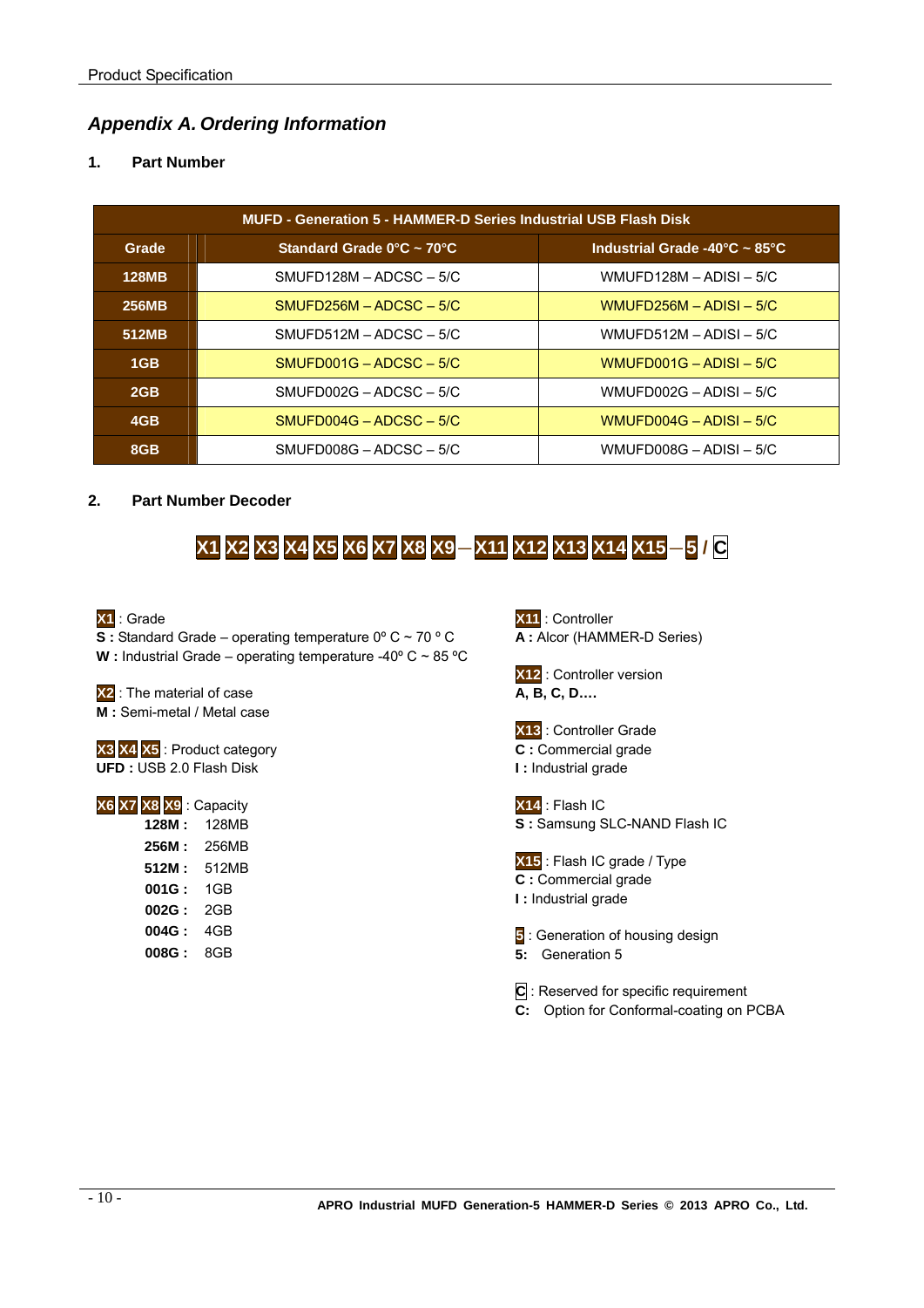## *Appendix A. Ordering Information*

### 1. Part Number

| MUFD - Generation 5 - HAMMER-D Series Industrial USB Flash Disk | | |
|---|---|---|
| **Grade** | **Standard Grade 0°C ~ 70°C** | **Industrial Grade -40°C ~ 85°C** |
| **128MB** | SMUFD128M – ADCSC – 5/C | WMUFD128M – ADISI – 5/C |
| **256MB** | SMUFD256M – ADCSC – 5/C | WMUFD256M – ADISI – 5/C |
| **512MB** | SMUFD512M – ADCSC – 5/C | WMUFD512M – ADISI – 5/C |
| **1GB** | SMUFD001G – ADCSC – 5/C | WMUFD001G – ADISI – 5/C |
| **2GB** | SMUFD002G – ADCSC – 5/C | WMUFD002G – ADISI – 5/C |
| **4GB** | SMUFD004G – ADCSC – 5/C | WMUFD004G – ADISI – 5/C |
| **8GB** | SMUFD008G – ADCSC – 5/C | WMUFD008G – ADISI – 5/C |

### 2. Part Number Decoder

**X1 X2 X3 X4 X5 X6 X7 X8 X9 – X11 X12 X13 X14 X15 – 5 / C**

**X1** : Grade
**S :** Standard Grade – operating temperature 0º C ~ 70 º C
**W :** Industrial Grade – operating temperature -40º C ~ 85 ºC

**X2** : The material of case
**M :** Semi-metal / Metal case

**X3 X4 X5** : Product category
**UFD :** USB 2.0 Flash Disk

**X6 X7 X8 X9** : Capacity
- **128M :** 128MB
- **256M :** 256MB
- **512M :** 512MB
- **001G :** 1GB
- **002G :** 2GB
- **004G :** 4GB
- **008G :** 8GB

**X11** : Controller
**A :** Alcor (HAMMER-D Series)

**X12** : Controller version
**A, B, C, D….**

**X13** : Controller Grade
**C :** Commercial grade
**I :** Industrial grade

**X14** : Flash IC
**S :** Samsung SLC-NAND Flash IC

**X15** : Flash IC grade / Type
**C :** Commercial grade
**I :** Industrial grade

**5** : Generation of housing design
**5:** Generation 5

**C** : Reserved for specific requirement
**C:** Option for Conformal-coating on PCBA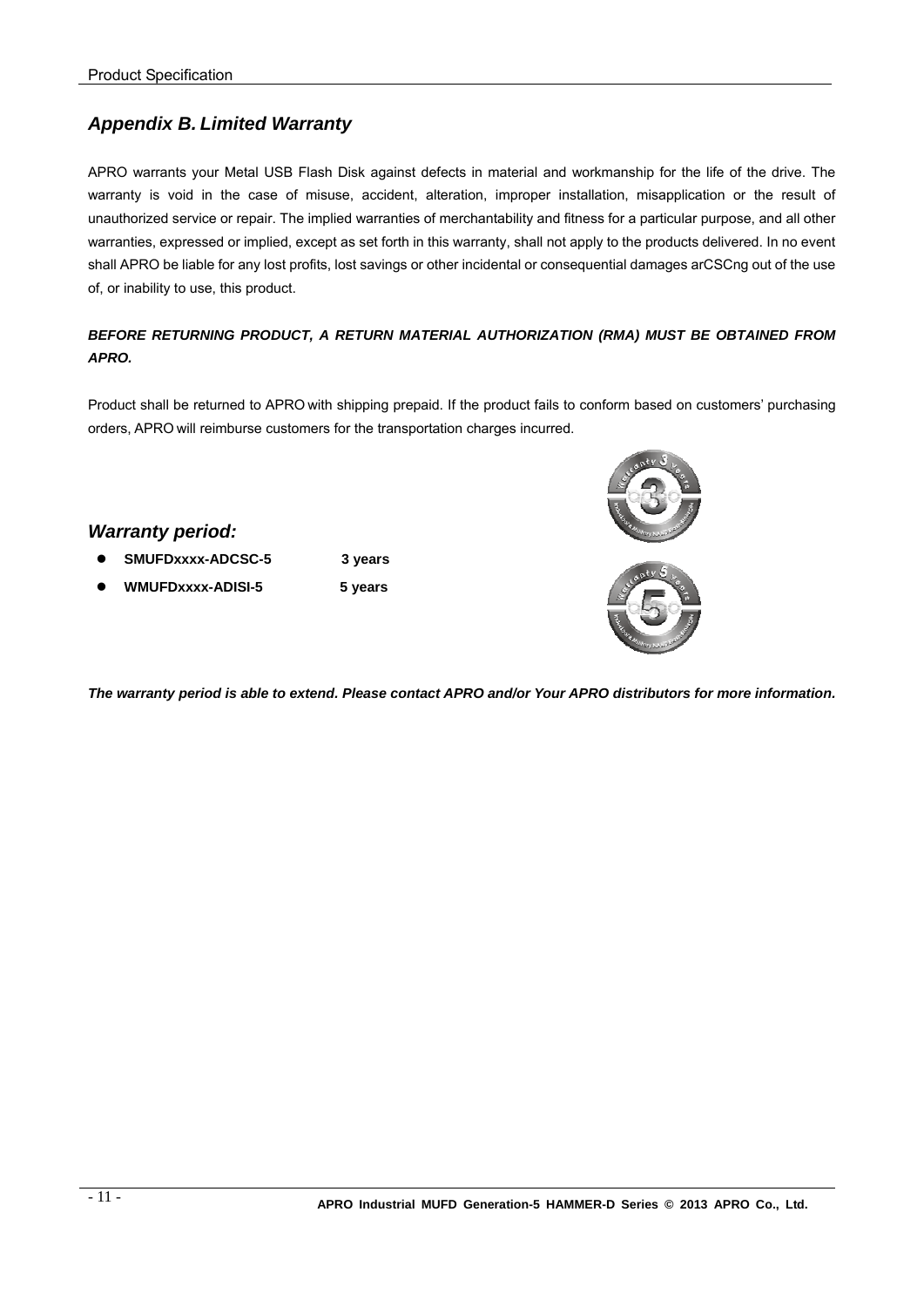## *Appendix B. Limited Warranty*

APRO warrants your Metal USB Flash Disk against defects in material and workmanship for the life of the drive. The warranty is void in the case of misuse, accident, alteration, improper installation, misapplication or the result of unauthorized service or repair. The implied warranties of merchantability and fitness for a particular purpose, and all other warranties, expressed or implied, except as set forth in this warranty, shall not apply to the products delivered. In no event shall APRO be liable for any lost profits, lost savings or other incidental or consequential damages arCSCng out of the use of, or inability to use, this product.

***BEFORE RETURNING PRODUCT, A RETURN MATERIAL AUTHORIZATION (RMA) MUST BE OBTAINED FROM APRO.***

Product shall be returned to APRO with shipping prepaid. If the product fails to conform based on customers' purchasing orders, APRO will reimburse customers for the transportation charges incurred.

### *Warranty period:*

- **SMUFDxxxx-ADCSC-5 3 years**
- **WMUFDxxxx-ADISI-5 5 years**

***The warranty period is able to extend. Please contact APRO and/or Your APRO distributors for more information.***